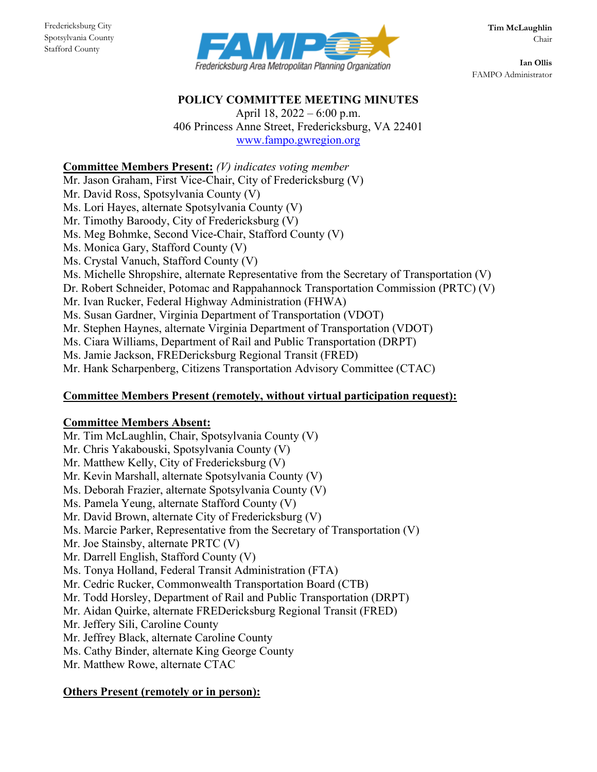Fredericksburg City
Spotsylvania County
Stafford County

FAMPO Fredericksburg Area Metropolitan Planning Organization

**Tim McLaughlin**
Chair

**Ian Ollis**
FAMPO Administrator

# POLICY COMMITTEE MEETING MINUTES

April 18, 2022 – 6:00 p.m.
406 Princess Anne Street, Fredericksburg, VA 22401
www.fampo.gwregion.org

**Committee Members Present:** *(V) indicates voting member*

Mr. Jason Graham, First Vice-Chair, City of Fredericksburg (V)
Mr. David Ross, Spotsylvania County (V)
Ms. Lori Hayes, alternate Spotsylvania County (V)
Mr. Timothy Baroody, City of Fredericksburg (V)
Ms. Meg Bohmke, Second Vice-Chair, Stafford County (V)
Ms. Monica Gary, Stafford County (V)
Ms. Crystal Vanuch, Stafford County (V)
Ms. Michelle Shropshire, alternate Representative from the Secretary of Transportation (V)
Dr. Robert Schneider, Potomac and Rappahannock Transportation Commission (PRTC) (V)
Mr. Ivan Rucker, Federal Highway Administration (FHWA)
Ms. Susan Gardner, Virginia Department of Transportation (VDOT)
Mr. Stephen Haynes, alternate Virginia Department of Transportation (VDOT)
Ms. Ciara Williams, Department of Rail and Public Transportation (DRPT)
Ms. Jamie Jackson, FREDericksburg Regional Transit (FRED)
Mr. Hank Scharpenberg, Citizens Transportation Advisory Committee (CTAC)

**Committee Members Present (remotely, without virtual participation request):**

**Committee Members Absent:**

Mr. Tim McLaughlin, Chair, Spotsylvania County (V)
Mr. Chris Yakabouski, Spotsylvania County (V)
Mr. Matthew Kelly, City of Fredericksburg (V)
Mr. Kevin Marshall, alternate Spotsylvania County (V)
Ms. Deborah Frazier, alternate Spotsylvania County (V)
Ms. Pamela Yeung, alternate Stafford County (V)
Mr. David Brown, alternate City of Fredericksburg (V)
Ms. Marcie Parker, Representative from the Secretary of Transportation (V)
Mr. Joe Stainsby, alternate PRTC (V)
Mr. Darrell English, Stafford County (V)
Ms. Tonya Holland, Federal Transit Administration (FTA)
Mr. Cedric Rucker, Commonwealth Transportation Board (CTB)
Mr. Todd Horsley, Department of Rail and Public Transportation (DRPT)
Mr. Aidan Quirke, alternate FREDericksburg Regional Transit (FRED)
Mr. Jeffery Sili, Caroline County
Mr. Jeffrey Black, alternate Caroline County
Ms. Cathy Binder, alternate King George County
Mr. Matthew Rowe, alternate CTAC

**Others Present (remotely or in person):**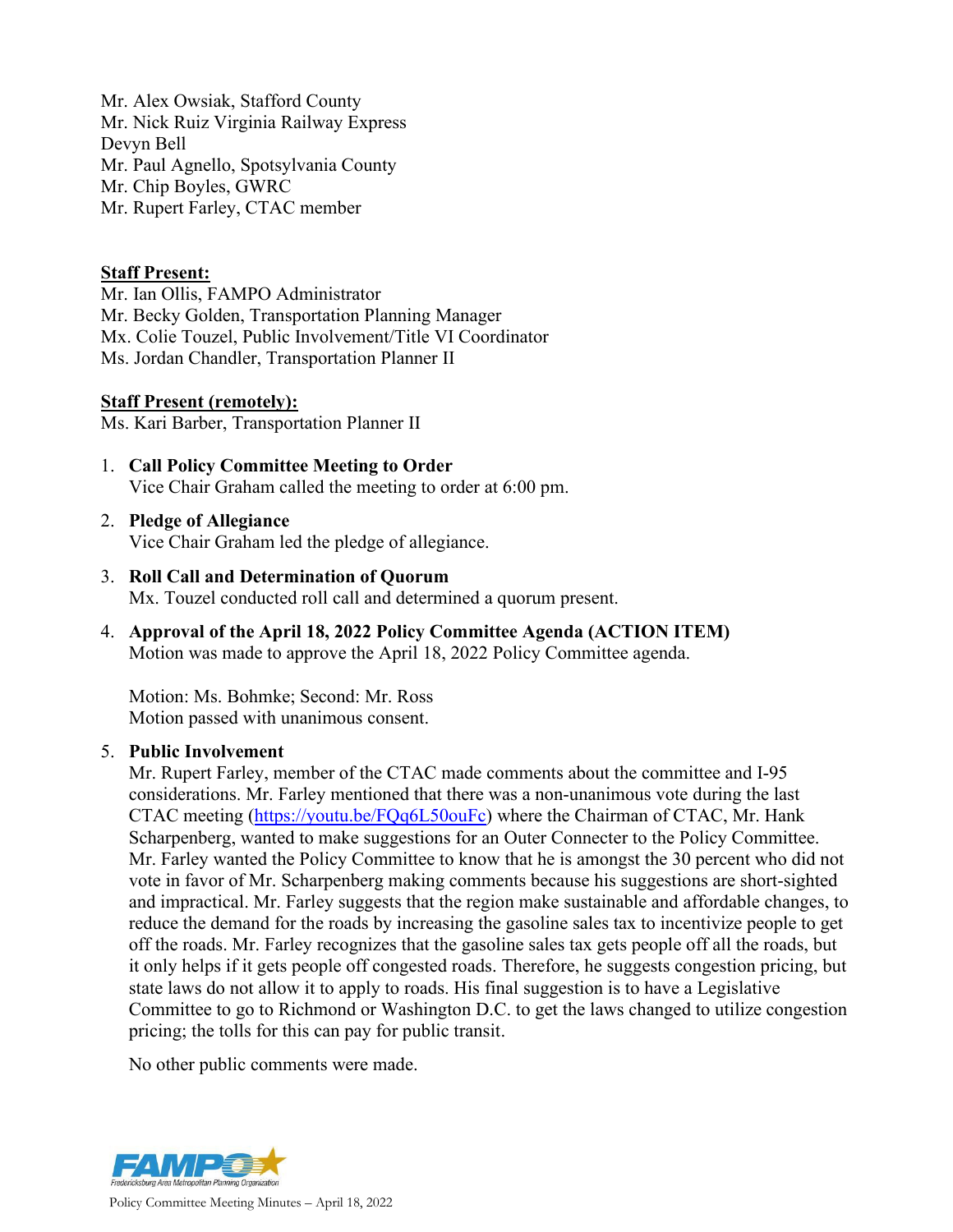Mr. Alex Owsiak, Stafford County
Mr. Nick Ruiz Virginia Railway Express
Devyn Bell
Mr. Paul Agnello, Spotsylvania County
Mr. Chip Boyles, GWRC
Mr. Rupert Farley, CTAC member

**Staff Present:**
Mr. Ian Ollis, FAMPO Administrator
Mr. Becky Golden, Transportation Planning Manager
Mx. Colie Touzel, Public Involvement/Title VI Coordinator
Ms. Jordan Chandler, Transportation Planner II

**Staff Present (remotely):**
Ms. Kari Barber, Transportation Planner II

1. **Call Policy Committee Meeting to Order**
   Vice Chair Graham called the meeting to order at 6:00 pm.

2. **Pledge of Allegiance**
   Vice Chair Graham led the pledge of allegiance.

3. **Roll Call and Determination of Quorum**
   Mx. Touzel conducted roll call and determined a quorum present.

4. **Approval of the April 18, 2022 Policy Committee Agenda (ACTION ITEM)**
   Motion was made to approve the April 18, 2022 Policy Committee agenda.

   Motion: Ms. Bohmke; Second: Mr. Ross
   Motion passed with unanimous consent.

5. **Public Involvement**
   Mr. Rupert Farley, member of the CTAC made comments about the committee and I-95 considerations. Mr. Farley mentioned that there was a non-unanimous vote during the last CTAC meeting (https://youtu.be/FQq6L50ouFc) where the Chairman of CTAC, Mr. Hank Scharpenberg, wanted to make suggestions for an Outer Connecter to the Policy Committee. Mr. Farley wanted the Policy Committee to know that he is amongst the 30 percent who did not vote in favor of Mr. Scharpenberg making comments because his suggestions are short-sighted and impractical. Mr. Farley suggests that the region make sustainable and affordable changes, to reduce the demand for the roads by increasing the gasoline sales tax to incentivize people to get off the roads. Mr. Farley recognizes that the gasoline sales tax gets people off all the roads, but it only helps if it gets people off congested roads. Therefore, he suggests congestion pricing, but state laws do not allow it to apply to roads. His final suggestion is to have a Legislative Committee to go to Richmond or Washington D.C. to get the laws changed to utilize congestion pricing; the tolls for this can pay for public transit.

   No other public comments were made.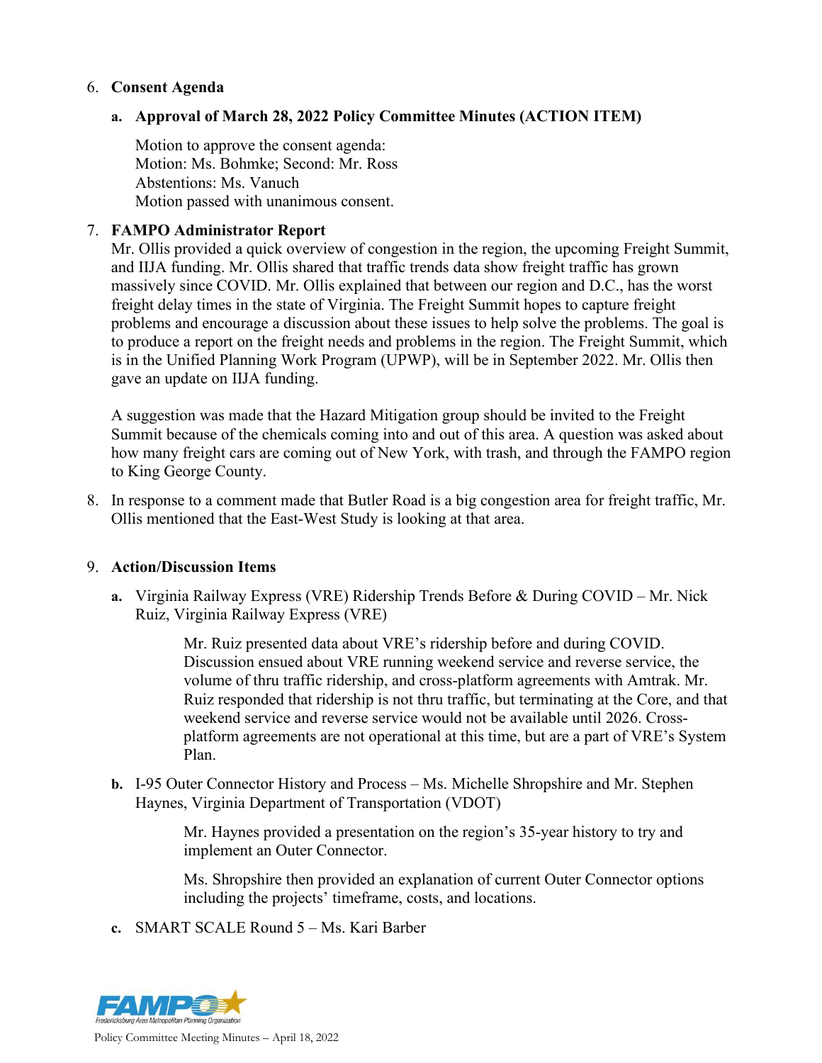6. **Consent Agenda**

   **a. Approval of March 28, 2022 Policy Committee Minutes (ACTION ITEM)**

   Motion to approve the consent agenda:
   Motion: Ms. Bohmke; Second: Mr. Ross
   Abstentions: Ms. Vanuch
   Motion passed with unanimous consent.

7. **FAMPO Administrator Report**

   Mr. Ollis provided a quick overview of congestion in the region, the upcoming Freight Summit, and IIJA funding. Mr. Ollis shared that traffic trends data show freight traffic has grown massively since COVID. Mr. Ollis explained that between our region and D.C., has the worst freight delay times in the state of Virginia. The Freight Summit hopes to capture freight problems and encourage a discussion about these issues to help solve the problems. The goal is to produce a report on the freight needs and problems in the region. The Freight Summit, which is in the Unified Planning Work Program (UPWP), will be in September 2022. Mr. Ollis then gave an update on IIJA funding.

   A suggestion was made that the Hazard Mitigation group should be invited to the Freight Summit because of the chemicals coming into and out of this area. A question was asked about how many freight cars are coming out of New York, with trash, and through the FAMPO region to King George County.

8. In response to a comment made that Butler Road is a big congestion area for freight traffic, Mr. Ollis mentioned that the East-West Study is looking at that area.

9. **Action/Discussion Items**

   **a.** Virginia Railway Express (VRE) Ridership Trends Before & During COVID – Mr. Nick Ruiz, Virginia Railway Express (VRE)

   Mr. Ruiz presented data about VRE's ridership before and during COVID. Discussion ensued about VRE running weekend service and reverse service, the volume of thru traffic ridership, and cross-platform agreements with Amtrak. Mr. Ruiz responded that ridership is not thru traffic, but terminating at the Core, and that weekend service and reverse service would not be available until 2026. Cross-platform agreements are not operational at this time, but are a part of VRE's System Plan.

   **b.** I-95 Outer Connector History and Process – Ms. Michelle Shropshire and Mr. Stephen Haynes, Virginia Department of Transportation (VDOT)

   Mr. Haynes provided a presentation on the region's 35-year history to try and implement an Outer Connector.

   Ms. Shropshire then provided an explanation of current Outer Connector options including the projects' timeframe, costs, and locations.

   **c.** SMART SCALE Round 5 – Ms. Kari Barber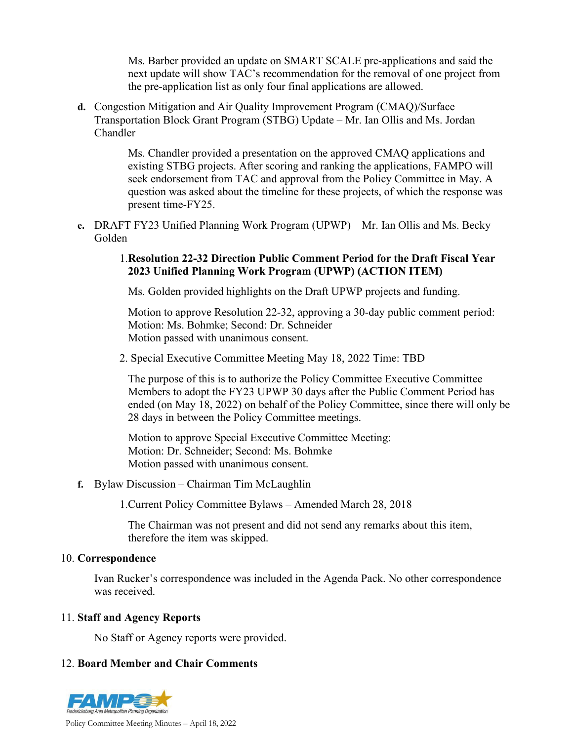Ms. Barber provided an update on SMART SCALE pre-applications and said the next update will show TAC's recommendation for the removal of one project from the pre-application list as only four final applications are allowed.

**d.** Congestion Mitigation and Air Quality Improvement Program (CMAQ)/Surface Transportation Block Grant Program (STBG) Update – Mr. Ian Ollis and Ms. Jordan Chandler

Ms. Chandler provided a presentation on the approved CMAQ applications and existing STBG projects. After scoring and ranking the applications, FAMPO will seek endorsement from TAC and approval from the Policy Committee in May. A question was asked about the timeline for these projects, of which the response was present time-FY25.

**e.** DRAFT FY23 Unified Planning Work Program (UPWP) – Mr. Ian Ollis and Ms. Becky Golden

1. **Resolution 22-32 Direction Public Comment Period for the Draft Fiscal Year 2023 Unified Planning Work Program (UPWP) (ACTION ITEM)**

Ms. Golden provided highlights on the Draft UPWP projects and funding.

Motion to approve Resolution 22-32, approving a 30-day public comment period:
Motion: Ms. Bohmke; Second: Dr. Schneider
Motion passed with unanimous consent.

2. Special Executive Committee Meeting May 18, 2022 Time: TBD

The purpose of this is to authorize the Policy Committee Executive Committee Members to adopt the FY23 UPWP 30 days after the Public Comment Period has ended (on May 18, 2022) on behalf of the Policy Committee, since there will only be 28 days in between the Policy Committee meetings.

Motion to approve Special Executive Committee Meeting:
Motion: Dr. Schneider; Second: Ms. Bohmke
Motion passed with unanimous consent.

**f.** Bylaw Discussion – Chairman Tim McLaughlin

1. Current Policy Committee Bylaws – Amended March 28, 2018

The Chairman was not present and did not send any remarks about this item, therefore the item was skipped.

10. **Correspondence**

Ivan Rucker's correspondence was included in the Agenda Pack. No other correspondence was received.

11. **Staff and Agency Reports**

No Staff or Agency reports were provided.

12. **Board Member and Chair Comments**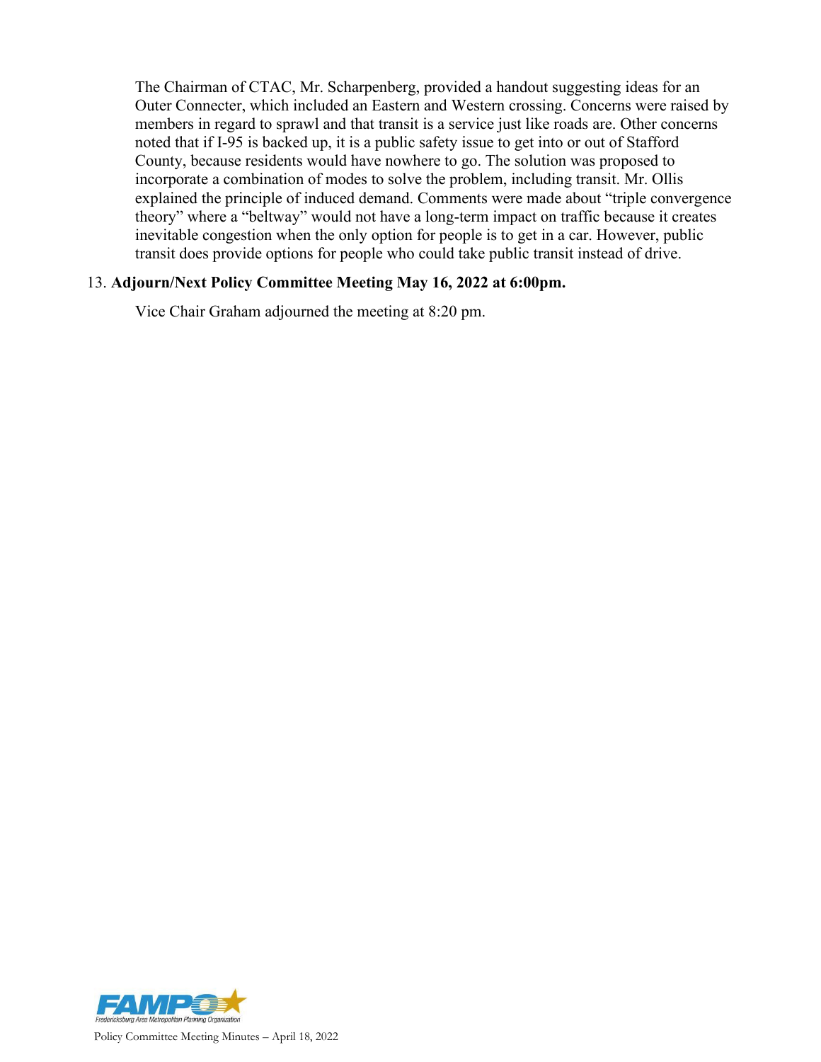The Chairman of CTAC, Mr. Scharpenberg, provided a handout suggesting ideas for an Outer Connecter, which included an Eastern and Western crossing. Concerns were raised by members in regard to sprawl and that transit is a service just like roads are. Other concerns noted that if I-95 is backed up, it is a public safety issue to get into or out of Stafford County, because residents would have nowhere to go. The solution was proposed to incorporate a combination of modes to solve the problem, including transit. Mr. Ollis explained the principle of induced demand. Comments were made about "triple convergence theory" where a "beltway" would not have a long-term impact on traffic because it creates inevitable congestion when the only option for people is to get in a car. However, public transit does provide options for people who could take public transit instead of drive.

13. **Adjourn/Next Policy Committee Meeting May 16, 2022 at 6:00pm.**

    Vice Chair Graham adjourned the meeting at 8:20 pm.